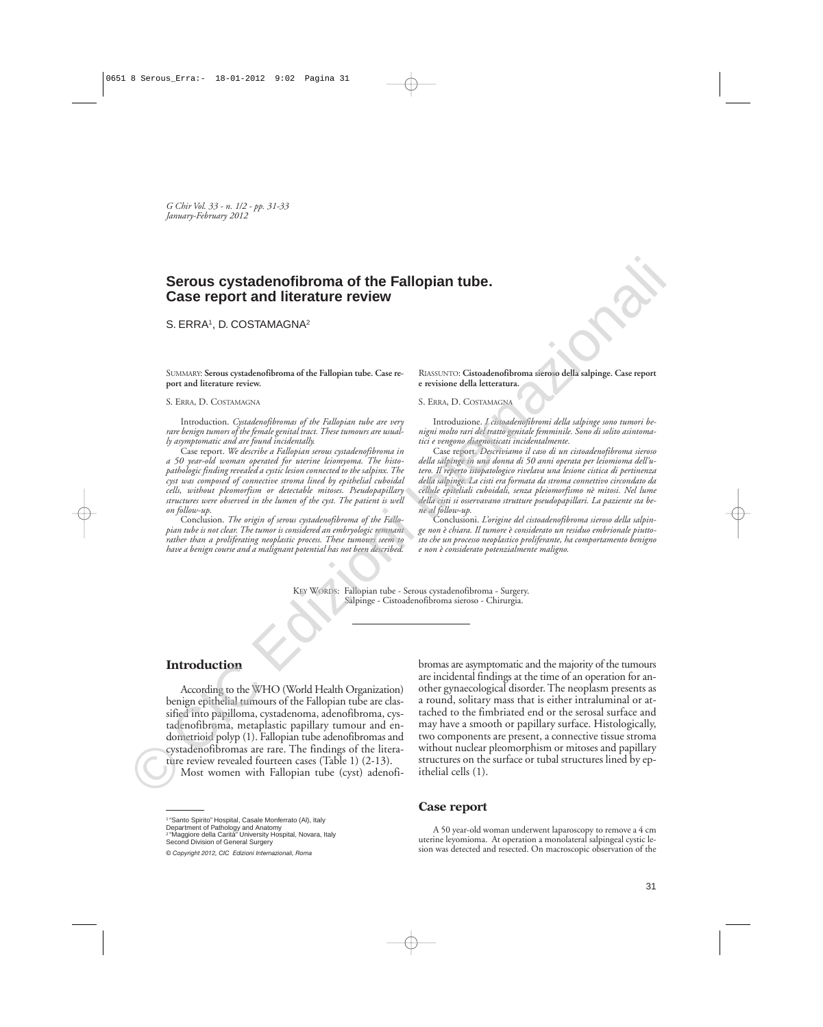# Serous cystadenofibroma of the Fallopian tube. Case report and literature review

S. ERRA[1], D. COSTAMAGNA[2]

SUMMARY: **Serous cystadenofibroma of the Fallopian tube. Case report and literature review.**

S. ERRA, D. COSTAMAGNA

Introduction. *Cystadenofibromas of the Fallopian tube are very rare benign tumors of the female genital tract. These tumours are usually asymptomatic and are found incidentally.*

Case report. *We describe a Fallopian serous cystadenofibroma in a 50 year-old woman operated for uterine leiomyoma. The histopathologic finding revealed a cystic lesion connected to the salpinx. The cyst was composed of connective stroma lined by epithelial cuboidal cells, without pleomorfism or detectable mitoses. Pseudopapillary structures were observed in the lumen of the cyst. The patient is well on follow-up.*

Conclusion. *The origin of serous cystadenofibroma of the Fallopian tube is not clear. The tumor is considered an embryologic remnant rather than a proliferating neoplastic process. These tumours seem to have a benign course and a malignant potential has not been described.*

RIASSUNTO: **Cistoadenofibroma sieroso della salpinge. Case report e revisione della letteratura.**

S. ERRA, D. COSTAMAGNA

Introduzione. *I cistoadenofibromi della salpinge sono tumori benigni molto rari del tratto genitale femminile. Sono di solito asintomatici e vengono diagnosticati incidentalmente.*

Case report. *Descriviamo il caso di un cistoadenofibroma sieroso della salpinge in una donna di 50 anni operata per leiomioma dell'utero. Il reperto istopatologico rivelava una lesione cistica di pertinenza della salpinge. La cisti era formata da stroma connettivo circondato da cellule epiteliali cuboidali, senza pleiomorfismo nè mitosi. Nel lume della cisti si osservavano strutture pseudopapillari. La paziente sta bene al follow-up.*

Conclusioni. *L'origine del cistoadenofibroma sieroso della salpinge non è chiara. Il tumore è considerato un residuo embrionale piuttosto che un processo neoplastico proliferante, ha comportamento benigno e non è considerato potenzialmente maligno.*

KEY WORDS: Fallopian tube - Serous cystadenofibroma - Surgery.
Salpinge - Cistoadenofibroma sieroso - Chirurgia.

## Introduction

According to the WHO (World Health Organization) benign epithelial tumours of the Fallopian tube are classified into papilloma, cystadenoma, adenofibroma, cystadenofibroma, metaplastic papillary tumour and endometrioid polyp (1). Fallopian tube adenofibromas and cystadenofibromas are rare. The findings of the literature review revealed fourteen cases (Table 1) (2-13).

Most women with Fallopian tube (cyst) adenofibromas are asymptomatic and the majority of the tumours are incidental findings at the time of an operation for another gynaecological disorder. The neoplasm presents as a round, solitary mass that is either intraluminal or attached to the fimbriated end or the serosal surface and may have a smooth or papillary surface. Histologically, two components are present, a connective tissue stroma without nuclear pleomorphism or mitoses and papillary structures on the surface or tubal structures lined by epithelial cells (1).

## Case report

A 50 year-old woman underwent laparoscopy to remove a 4 cm uterine leyomioma. At operation a monolateral salpingeal cystic lesion was detected and resected. On macroscopic observation of the

[1] "Santo Spirito" Hospital, Casale Monferrato (Al), Italy
Department of Pathology and Anatomy
[2] "Maggiore della Carità" University Hospital, Novara, Italy
Second Division of General Surgery

© Copyright 2012, CIC Edizioni Internazionali, Roma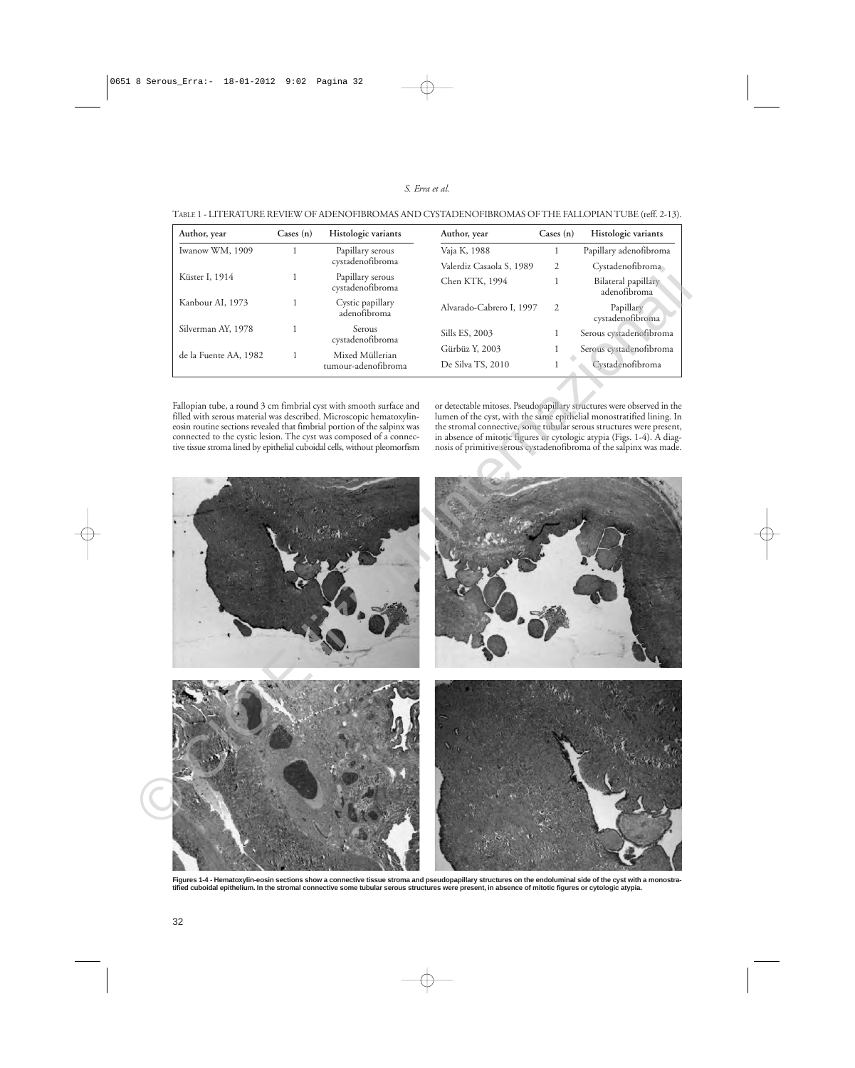TABLE 1 - LITERATURE REVIEW OF ADENOFIBROMAS AND CYSTADENOFIBROMAS OF THE FALLOPIAN TUBE (reff. 2-13).

| Author, year | Cases (n) | Histologic variants | Author, year | Cases (n) | Histologic variants |
|---|---|---|---|---|---|
| Iwanow WM, 1909 | 1 | Papillary serous cystadenofibroma | Vaja K, 1988 | 1 | Papillary adenofibroma |
| | | | Valerdiz Casaola S, 1989 | 2 | Cystadenofibroma |
| Küster I, 1914 | 1 | Papillary serous cystadenofibroma | Chen KTK, 1994 | 1 | Bilateral papillary adenofibroma |
| Kanbour AI, 1973 | 1 | Cystic papillary adenofibroma | Alvarado-Cabrero I, 1997 | 2 | Papillary cystadenofibroma |
| Silverman AY, 1978 | 1 | Serous cystadenofibroma | Sills ES, 2003 | 1 | Serous cystadenofibroma |
| de la Fuente AA, 1982 | 1 | Mixed Müllerian tumour-adenofibroma | Gürbüz Y, 2003 | 1 | Serous cystadenofibroma |
| | | | De Silva TS, 2010 | 1 | Cystadenofibroma |

Fallopian tube, a round 3 cm fimbrial cyst with smooth surface and filled with serous material was described. Microscopic hematoxylin-eosin routine sections revealed that fimbrial portion of the salpinx was connected to the cystic lesion. The cyst was composed of a connective tissue stroma lined by epithelial cuboidal cells, without pleomorfism or detectable mitoses. Pseudopapillary structures were observed in the lumen of the cyst, with the same epithelial monostratified lining. In the stromal connective, some tubular serous structures were present, in absence of mitotic figures or cytologic atypia (Figs. 1-4). A diagnosis of primitive serous cystadenofibroma of the salpinx was made.

**Figures 1-4 - Hematoxylin-eosin sections show a connective tissue stroma and pseudopapillary structures on the endoluminal side of the cyst with a monostratified cuboidal epithelium. In the stromal connective some tubular serous structures were present, in absence of mitotic figures or cytologic atypia.**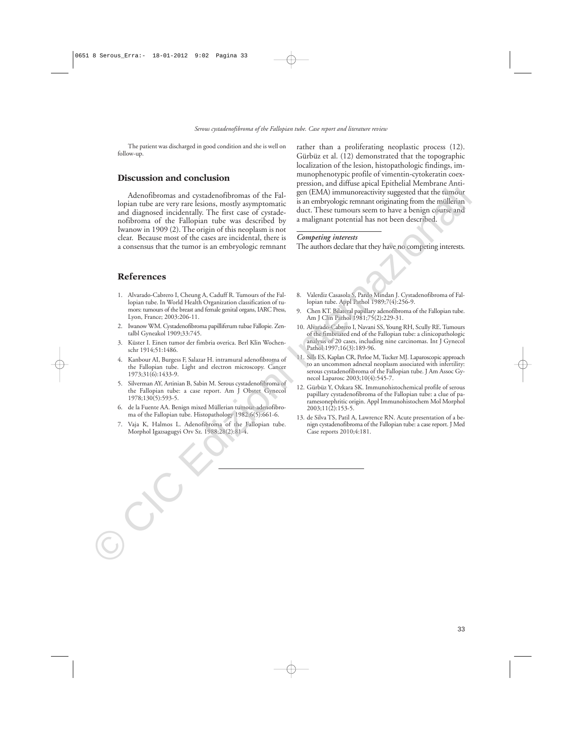The patient was discharged in good condition and she is well on follow-up.

## Discussion and conclusion

Adenofibromas and cystadenofibromas of the Fallopian tube are very rare lesions, mostly asymptomatic and diagnosed incidentally. The first case of cystadenofibroma of the Fallopian tube was described by Iwanow in 1909 (2). The origin of this neoplasm is not clear. Because most of the cases are incidental, there is a consensus that the tumor is an embryologic remnant rather than a proliferating neoplastic process (12). Gürbüz et al. (12) demonstrated that the topographic localization of the lesion, histopathologic findings, immunophenotypic profile of vimentin-cytokeratin coexpression, and diffuse apical Epithelial Membrane Antigen (EMA) immunoreactivity suggested that the tumour is an embryologic remnant originating from the müllerian duct. These tumours seem to have a benign course and a malignant potential has not been described.

***Competing interests***

The authors declare that they have no competing interests.

## References

1. Alvarado-Cabrero I, Cheung A, Caduff R. Tumours of the Fallopian tube. In World Health Organization classification of tumors: tumours of the breast and female genital organs, IARC Press, Lyon, France; 2003:206-11.
2. Iwanow WM. Cystadenofibroma papilliferum tubae Fallopie. Zentalbl Gyneakol 1909;33:745.
3. Küster I. Einen tumor der fimbria overica. Berl Klin Wochenschr 1914;51:1486.
4. Kanbour AI, Burgess F, Salazar H. intramural adenofibroma of the Fallopian tube. Light and electron microscopy. Cancer 1973;31(6):1433-9.
5. Silverman AY, Artinian B, Sabin M. Serous cystadenofibroma of the Fallopian tube: a case report. Am J Obstet Gynecol 1978;130(5):593-5.
6. de la Fuente AA. Benign mixed Müllerian tumour-adenofibroma of the Fallopian tube. Histopathology 1982;6(5):661-6.
7. Vaja K, Halmos L. Adenofibroma of the Fallopian tube. Morphol Igazsagugyi Orv Sz. 1988;28(2):81-4.
8. Valerdiz Casasola S, Pardo Mindan J. Cystadenofibroma of Fallopian tube. Appl Pathol 1989;7(4):256-9.
9. Chen KT. Bilateral papillary adenofibroma of the Fallopian tube. Am J Clin Pathol 1981;75(2):229-31.
10. Alvarado-Cabrero I, Navani SS, Young RH, Scully RE. Tumours of the fimbriated end of the Fallopian tube: a clinicopathologic analysis of 20 cases, including nine carcinomas. Int J Gynecol Pathol 1997;16(3):189-96.
11. Sills ES, Kaplan CR, Perloe M, Tucker MJ. Laparoscopic approach to an uncommon adnexal neoplasm associated with infertility: serous cystadenofibroma of the Fallopian tube. J Am Assoc Gynecol Laparosc 2003;10(4):545-7.
12. Gürbüz Y, Ozkara SK. Immunohistochemical profile of serous papillary cystadenofibroma of the Fallopian tube: a clue of paramesonephritic origin. Appl Immunohistochem Mol Morphol 2003;11(2):153-5.
13. de Silva TS, Patil A, Lawrence RN. Acute presentation of a benign cystadenofibroma of the Fallopian tube: a case report. J Med Case reports 2010;4:181.